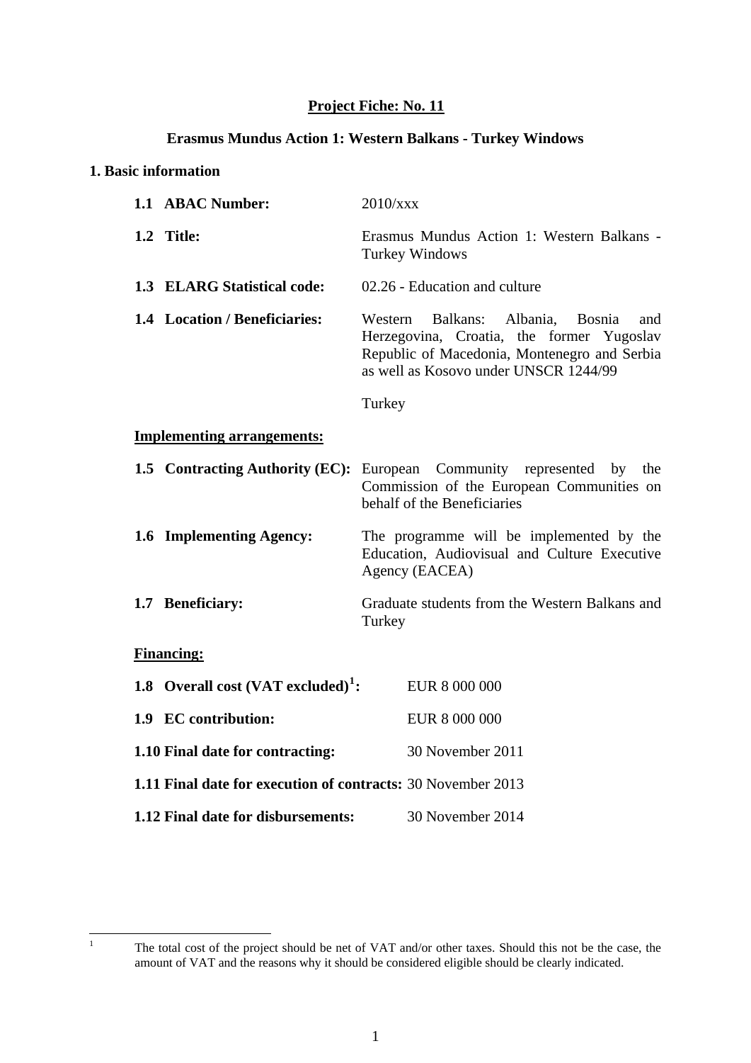# Project Fiche: No. 11

## Erasmus Mundus Action 1: Western Balkans - Turkey Windows

### 1. Basic information

**1.1 ABAC Number:** 2010/xxx

**1.2 Title:** Erasmus Mundus Action 1: Western Balkans - Turkey Windows

**1.3 ELARG Statistical code:** 02.26 - Education and culture

**1.4 Location / Beneficiaries:** Western Balkans: Albania, Bosnia and Herzegovina, Croatia, the former Yugoslav Republic of Macedonia, Montenegro and Serbia as well as Kosovo under UNSCR 1244/99

Turkey

**Implementing arrangements:**

**1.5 Contracting Authority (EC):** European Community represented by the Commission of the European Communities on behalf of the Beneficiaries

**1.6 Implementing Agency:** The programme will be implemented by the Education, Audiovisual and Culture Executive Agency (EACEA)

**1.7 Beneficiary:** Graduate students from the Western Balkans and Turkey

**Financing:**

**1.8 Overall cost (VAT excluded)[1]:** EUR 8 000 000

**1.9 EC contribution:** EUR 8 000 000

**1.10 Final date for contracting:** 30 November 2011

**1.11 Final date for execution of contracts:** 30 November 2013

**1.12 Final date for disbursements:** 30 November 2014

---

[1] The total cost of the project should be net of VAT and/or other taxes. Should this not be the case, the amount of VAT and the reasons why it should be considered eligible should be clearly indicated.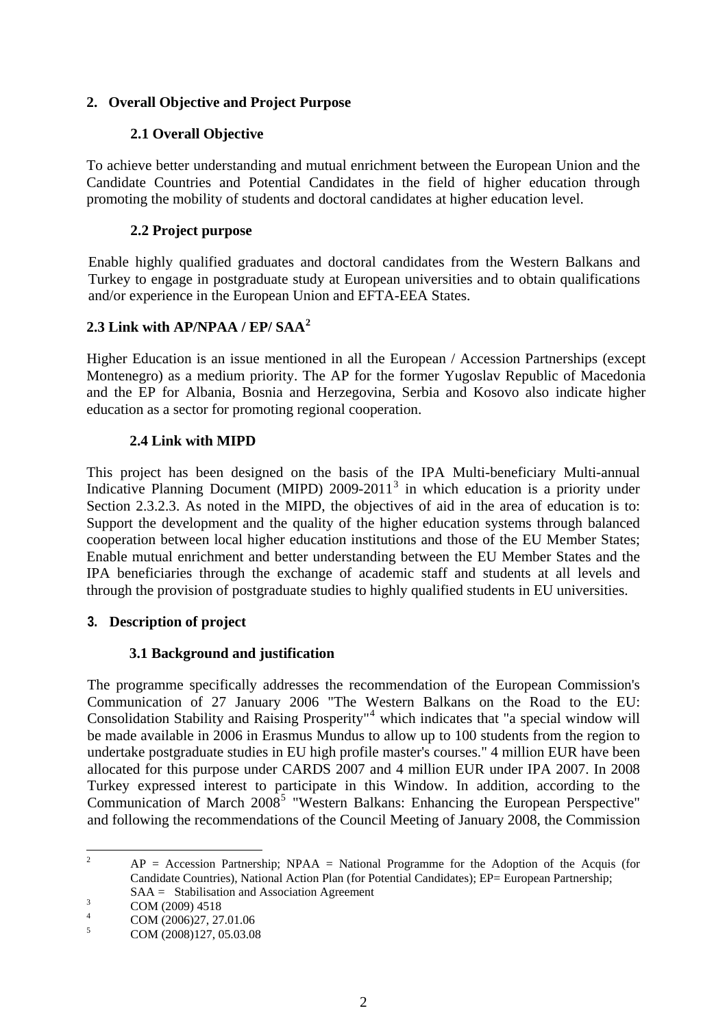## 2. Overall Objective and Project Purpose

### 2.1 Overall Objective

To achieve better understanding and mutual enrichment between the European Union and the Candidate Countries and Potential Candidates in the field of higher education through promoting the mobility of students and doctoral candidates at higher education level.

### 2.2 Project purpose

Enable highly qualified graduates and doctoral candidates from the Western Balkans and Turkey to engage in postgraduate study at European universities and to obtain qualifications and/or experience in the European Union and EFTA-EEA States.

### 2.3 Link with AP/NPAA / EP/ SAA[2]

Higher Education is an issue mentioned in all the European / Accession Partnerships (except Montenegro) as a medium priority. The AP for the former Yugoslav Republic of Macedonia and the EP for Albania, Bosnia and Herzegovina, Serbia and Kosovo also indicate higher education as a sector for promoting regional cooperation.

### 2.4 Link with MIPD

This project has been designed on the basis of the IPA Multi-beneficiary Multi-annual Indicative Planning Document (MIPD) 2009-2011[3] in which education is a priority under Section 2.3.2.3. As noted in the MIPD, the objectives of aid in the area of education is to: Support the development and the quality of the higher education systems through balanced cooperation between local higher education institutions and those of the EU Member States; Enable mutual enrichment and better understanding between the EU Member States and the IPA beneficiaries through the exchange of academic staff and students at all levels and through the provision of postgraduate studies to highly qualified students in EU universities.

## 3. Description of project

### 3.1 Background and justification

The programme specifically addresses the recommendation of the European Commission's Communication of 27 January 2006 "The Western Balkans on the Road to the EU: Consolidation Stability and Raising Prosperity"[4] which indicates that "a special window will be made available in 2006 in Erasmus Mundus to allow up to 100 students from the region to undertake postgraduate studies in EU high profile master's courses." 4 million EUR have been allocated for this purpose under CARDS 2007 and 4 million EUR under IPA 2007. In 2008 Turkey expressed interest to participate in this Window. In addition, according to the Communication of March 2008[5] "Western Balkans: Enhancing the European Perspective" and following the recommendations of the Council Meeting of January 2008, the Commission

---

[2] AP = Accession Partnership; NPAA = National Programme for the Adoption of the Acquis (for Candidate Countries), National Action Plan (for Potential Candidates); EP= European Partnership; SAA = Stabilisation and Association Agreement

[3] COM (2009) 4518

[4] COM (2006)27, 27.01.06

[5] COM (2008)127, 05.03.08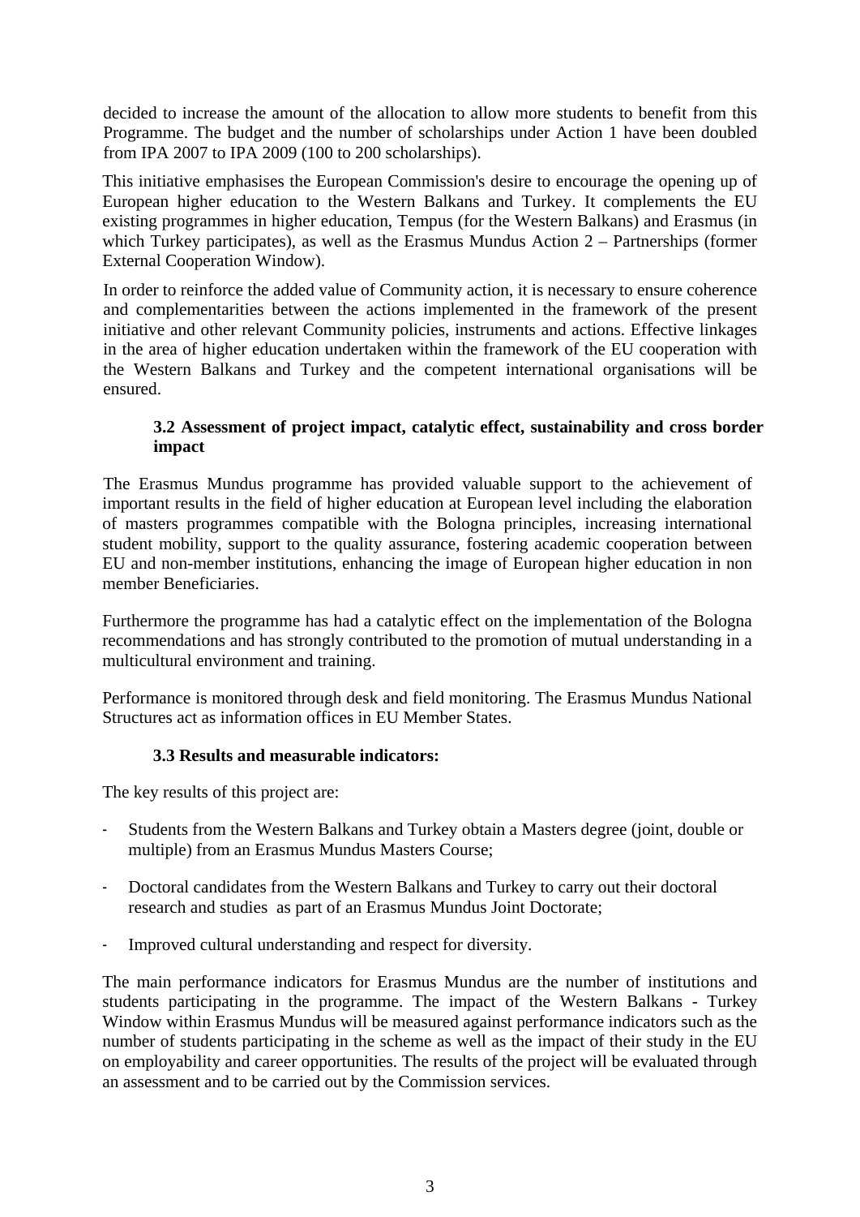decided to increase the amount of the allocation to allow more students to benefit from this Programme. The budget and the number of scholarships under Action 1 have been doubled from IPA 2007 to IPA 2009 (100 to 200 scholarships).

This initiative emphasises the European Commission's desire to encourage the opening up of European higher education to the Western Balkans and Turkey. It complements the EU existing programmes in higher education, Tempus (for the Western Balkans) and Erasmus (in which Turkey participates), as well as the Erasmus Mundus Action 2 – Partnerships (former External Cooperation Window).

In order to reinforce the added value of Community action, it is necessary to ensure coherence and complementarities between the actions implemented in the framework of the present initiative and other relevant Community policies, instruments and actions. Effective linkages in the area of higher education undertaken within the framework of the EU cooperation with the Western Balkans and Turkey and the competent international organisations will be ensured.

### 3.2 Assessment of project impact, catalytic effect, sustainability and cross border impact

The Erasmus Mundus programme has provided valuable support to the achievement of important results in the field of higher education at European level including the elaboration of masters programmes compatible with the Bologna principles, increasing international student mobility, support to the quality assurance, fostering academic cooperation between EU and non-member institutions, enhancing the image of European higher education in non member Beneficiaries.

Furthermore the programme has had a catalytic effect on the implementation of the Bologna recommendations and has strongly contributed to the promotion of mutual understanding in a multicultural environment and training.

Performance is monitored through desk and field monitoring. The Erasmus Mundus National Structures act as information offices in EU Member States.

### 3.3 Results and measurable indicators:

The key results of this project are:

- Students from the Western Balkans and Turkey obtain a Masters degree (joint, double or multiple) from an Erasmus Mundus Masters Course;
- Doctoral candidates from the Western Balkans and Turkey to carry out their doctoral research and studies as part of an Erasmus Mundus Joint Doctorate;
- Improved cultural understanding and respect for diversity.

The main performance indicators for Erasmus Mundus are the number of institutions and students participating in the programme. The impact of the Western Balkans - Turkey Window within Erasmus Mundus will be measured against performance indicators such as the number of students participating in the scheme as well as the impact of their study in the EU on employability and career opportunities. The results of the project will be evaluated through an assessment and to be carried out by the Commission services.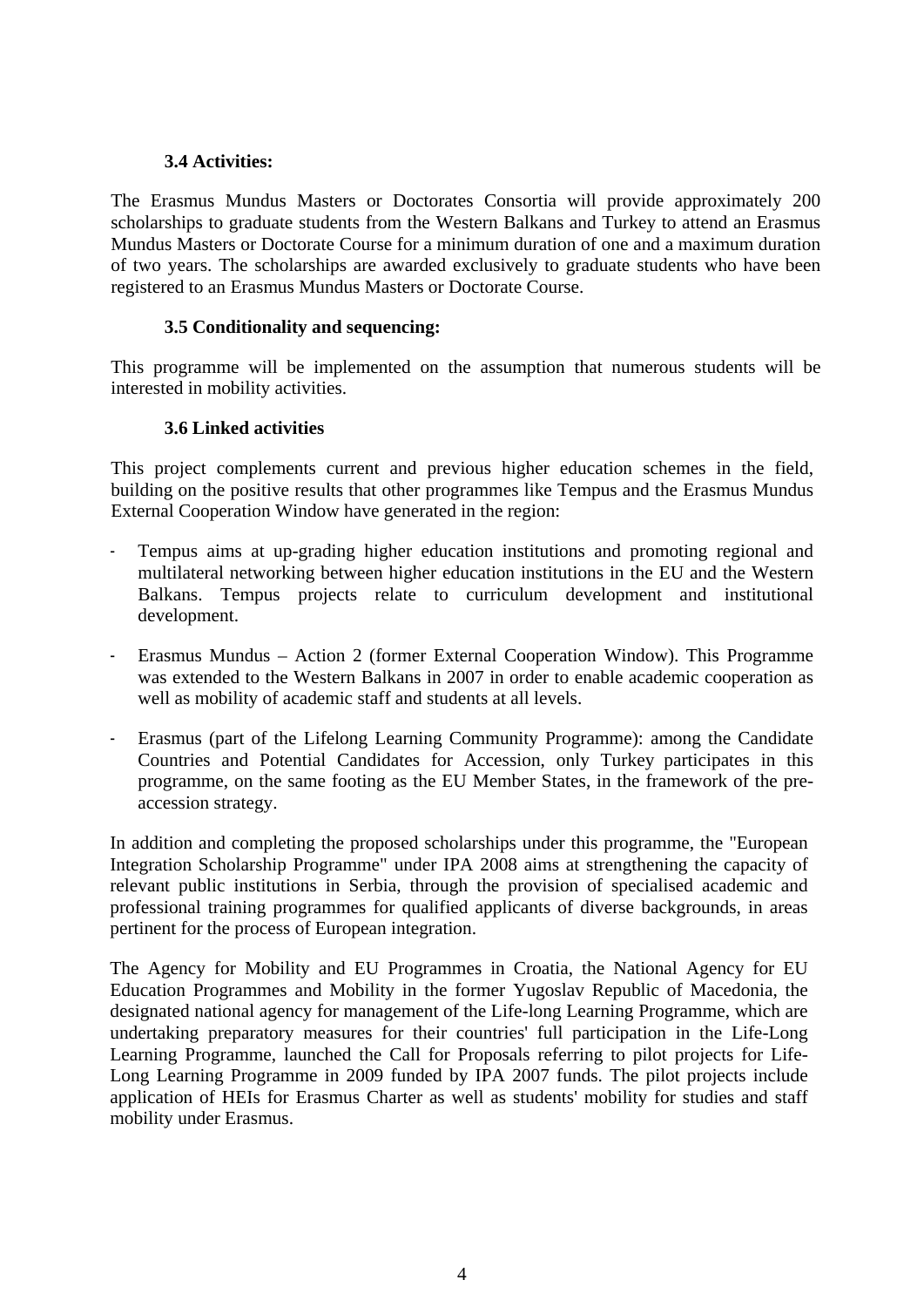### 3.4 Activities:

The Erasmus Mundus Masters or Doctorates Consortia will provide approximately 200 scholarships to graduate students from the Western Balkans and Turkey to attend an Erasmus Mundus Masters or Doctorate Course for a minimum duration of one and a maximum duration of two years. The scholarships are awarded exclusively to graduate students who have been registered to an Erasmus Mundus Masters or Doctorate Course.

### 3.5 Conditionality and sequencing:

This programme will be implemented on the assumption that numerous students will be interested in mobility activities.

### 3.6 Linked activities

This project complements current and previous higher education schemes in the field, building on the positive results that other programmes like Tempus and the Erasmus Mundus External Cooperation Window have generated in the region:

- Tempus aims at up-grading higher education institutions and promoting regional and multilateral networking between higher education institutions in the EU and the Western Balkans. Tempus projects relate to curriculum development and institutional development.

- Erasmus Mundus – Action 2 (former External Cooperation Window). This Programme was extended to the Western Balkans in 2007 in order to enable academic cooperation as well as mobility of academic staff and students at all levels.

- Erasmus (part of the Lifelong Learning Community Programme): among the Candidate Countries and Potential Candidates for Accession, only Turkey participates in this programme, on the same footing as the EU Member States, in the framework of the pre-accession strategy.

In addition and completing the proposed scholarships under this programme, the "European Integration Scholarship Programme" under IPA 2008 aims at strengthening the capacity of relevant public institutions in Serbia, through the provision of specialised academic and professional training programmes for qualified applicants of diverse backgrounds, in areas pertinent for the process of European integration.

The Agency for Mobility and EU Programmes in Croatia, the National Agency for EU Education Programmes and Mobility in the former Yugoslav Republic of Macedonia, the designated national agency for management of the Life-long Learning Programme, which are undertaking preparatory measures for their countries' full participation in the Life-Long Learning Programme, launched the Call for Proposals referring to pilot projects for Life-Long Learning Programme in 2009 funded by IPA 2007 funds. The pilot projects include application of HEIs for Erasmus Charter as well as students' mobility for studies and staff mobility under Erasmus.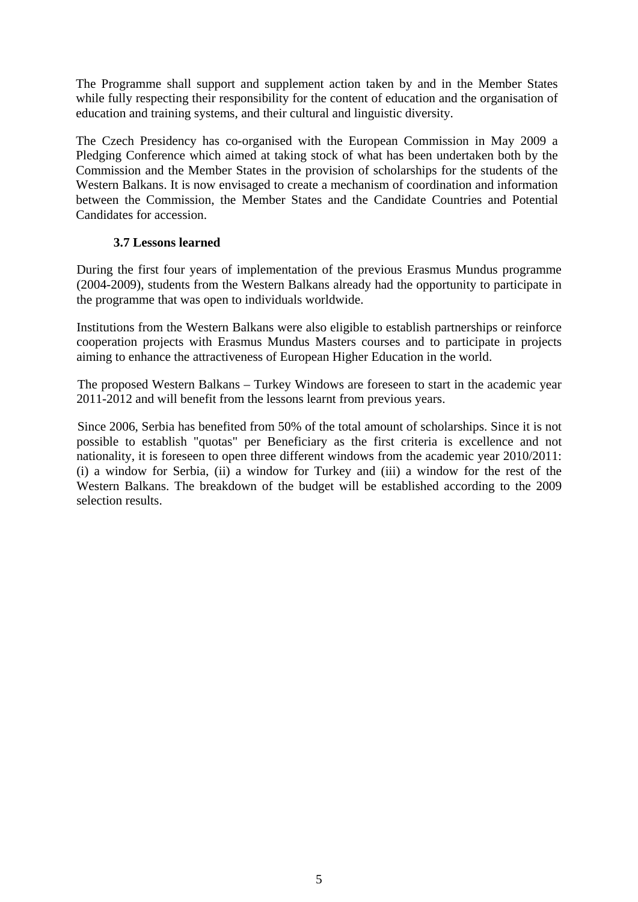The Programme shall support and supplement action taken by and in the Member States while fully respecting their responsibility for the content of education and the organisation of education and training systems, and their cultural and linguistic diversity.

The Czech Presidency has co-organised with the European Commission in May 2009 a Pledging Conference which aimed at taking stock of what has been undertaken both by the Commission and the Member States in the provision of scholarships for the students of the Western Balkans. It is now envisaged to create a mechanism of coordination and information between the Commission, the Member States and the Candidate Countries and Potential Candidates for accession.

### 3.7 Lessons learned

During the first four years of implementation of the previous Erasmus Mundus programme (2004-2009), students from the Western Balkans already had the opportunity to participate in the programme that was open to individuals worldwide.

Institutions from the Western Balkans were also eligible to establish partnerships or reinforce cooperation projects with Erasmus Mundus Masters courses and to participate in projects aiming to enhance the attractiveness of European Higher Education in the world.

The proposed Western Balkans – Turkey Windows are foreseen to start in the academic year 2011-2012 and will benefit from the lessons learnt from previous years.

Since 2006, Serbia has benefited from 50% of the total amount of scholarships. Since it is not possible to establish "quotas" per Beneficiary as the first criteria is excellence and not nationality, it is foreseen to open three different windows from the academic year 2010/2011: (i) a window for Serbia, (ii) a window for Turkey and (iii) a window for the rest of the Western Balkans. The breakdown of the budget will be established according to the 2009 selection results.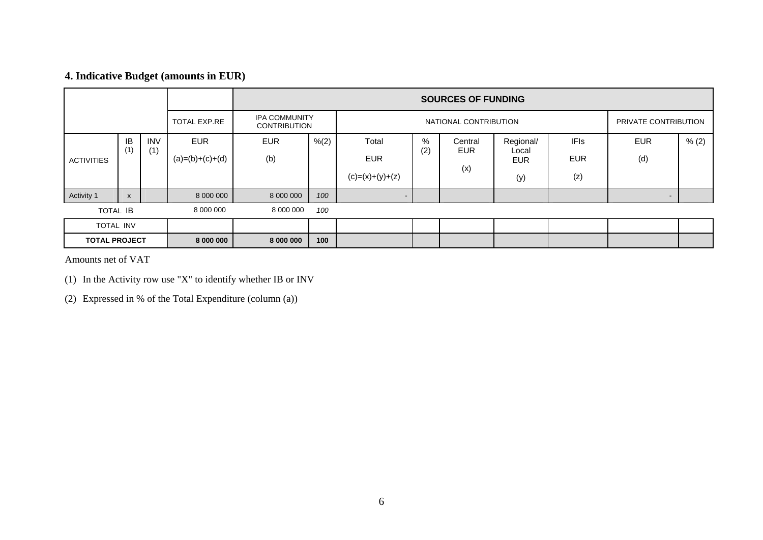## 4. Indicative Budget (amounts in EUR)

| | | | | SOURCES OF FUNDING | | | | | | | | |
|---|---|---|---|---|---|---|---|---|---|---|---|---|
| | | | TOTAL EXP.RE | IPA COMMUNITY CONTRIBUTION | | NATIONAL CONTRIBUTION | | | | | PRIVATE CONTRIBUTION | |
| ACTIVITIES | IB (1) | INV (1) | EUR (a)=(b)+(c)+(d) | EUR (b) | %(2) | Total EUR (c)=(x)+(y)+(z) | % (2) | Central EUR (x) | Regional/ Local EUR (y) | IFIs EUR (z) | EUR (d) | % (2) |
| Activity 1 | x | | 8 000 000 | 8 000 000 | *100* | - | | | | | - | |
| TOTAL IB | | | 8 000 000 | 8 000 000 | *100* | | | | | | | |
| TOTAL INV | | | | | | | | | | | | |
| **TOTAL PROJECT** | | | **8 000 000** | **8 000 000** | **100** | | | | | | | |

Amounts net of VAT

(1) In the Activity row use "X" to identify whether IB or INV

(2) Expressed in % of the Total Expenditure (column (a))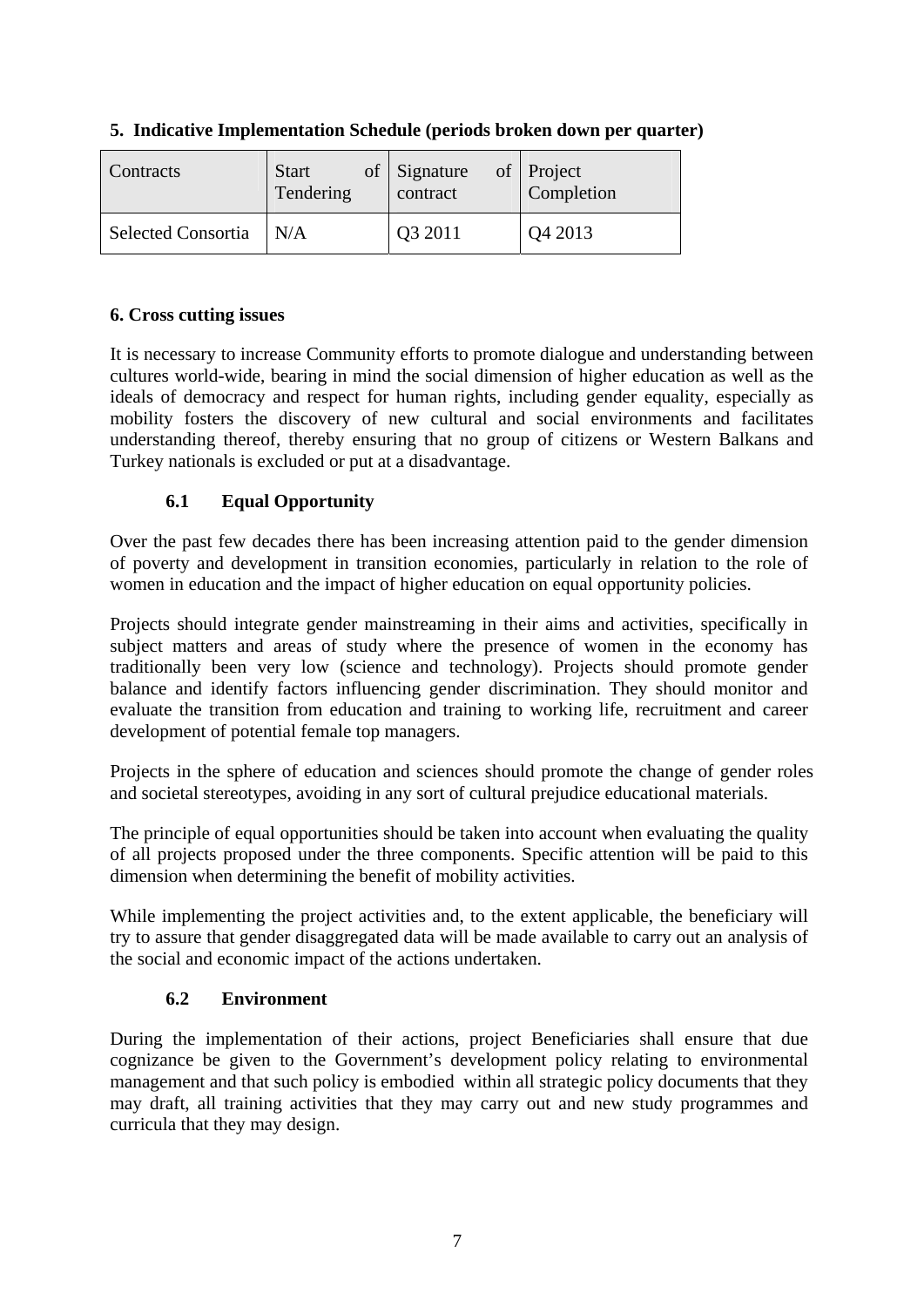## 5. Indicative Implementation Schedule (periods broken down per quarter)

| Contracts | Start of Tendering | Signature of contract | Project Completion |
|---|---|---|---|
| Selected Consortia | N/A | Q3 2011 | Q4 2013 |

## 6. Cross cutting issues

It is necessary to increase Community efforts to promote dialogue and understanding between cultures world-wide, bearing in mind the social dimension of higher education as well as the ideals of democracy and respect for human rights, including gender equality, especially as mobility fosters the discovery of new cultural and social environments and facilitates understanding thereof, thereby ensuring that no group of citizens or Western Balkans and Turkey nationals is excluded or put at a disadvantage.

### 6.1 Equal Opportunity

Over the past few decades there has been increasing attention paid to the gender dimension of poverty and development in transition economies, particularly in relation to the role of women in education and the impact of higher education on equal opportunity policies.

Projects should integrate gender mainstreaming in their aims and activities, specifically in subject matters and areas of study where the presence of women in the economy has traditionally been very low (science and technology). Projects should promote gender balance and identify factors influencing gender discrimination. They should monitor and evaluate the transition from education and training to working life, recruitment and career development of potential female top managers.

Projects in the sphere of education and sciences should promote the change of gender roles and societal stereotypes, avoiding in any sort of cultural prejudice educational materials.

The principle of equal opportunities should be taken into account when evaluating the quality of all projects proposed under the three components. Specific attention will be paid to this dimension when determining the benefit of mobility activities.

While implementing the project activities and, to the extent applicable, the beneficiary will try to assure that gender disaggregated data will be made available to carry out an analysis of the social and economic impact of the actions undertaken.

### 6.2 Environment

During the implementation of their actions, project Beneficiaries shall ensure that due cognizance be given to the Government's development policy relating to environmental management and that such policy is embodied within all strategic policy documents that they may draft, all training activities that they may carry out and new study programmes and curricula that they may design.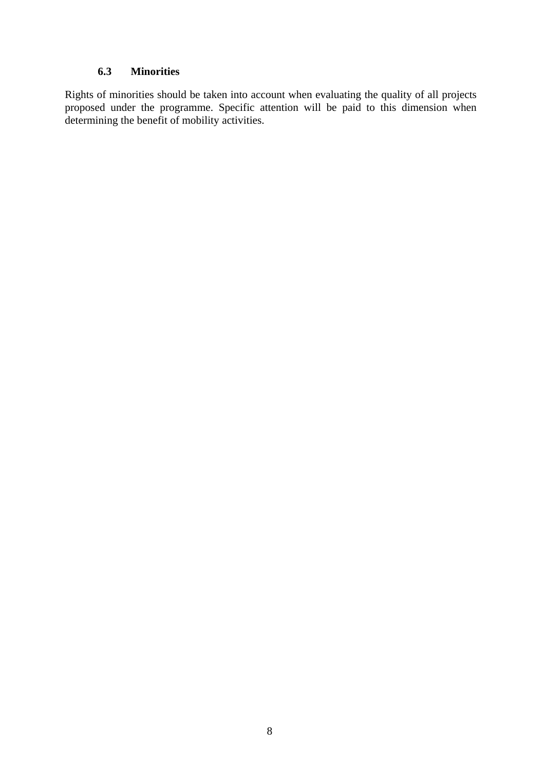### 6.3 Minorities

Rights of minorities should be taken into account when evaluating the quality of all projects proposed under the programme. Specific attention will be paid to this dimension when determining the benefit of mobility activities.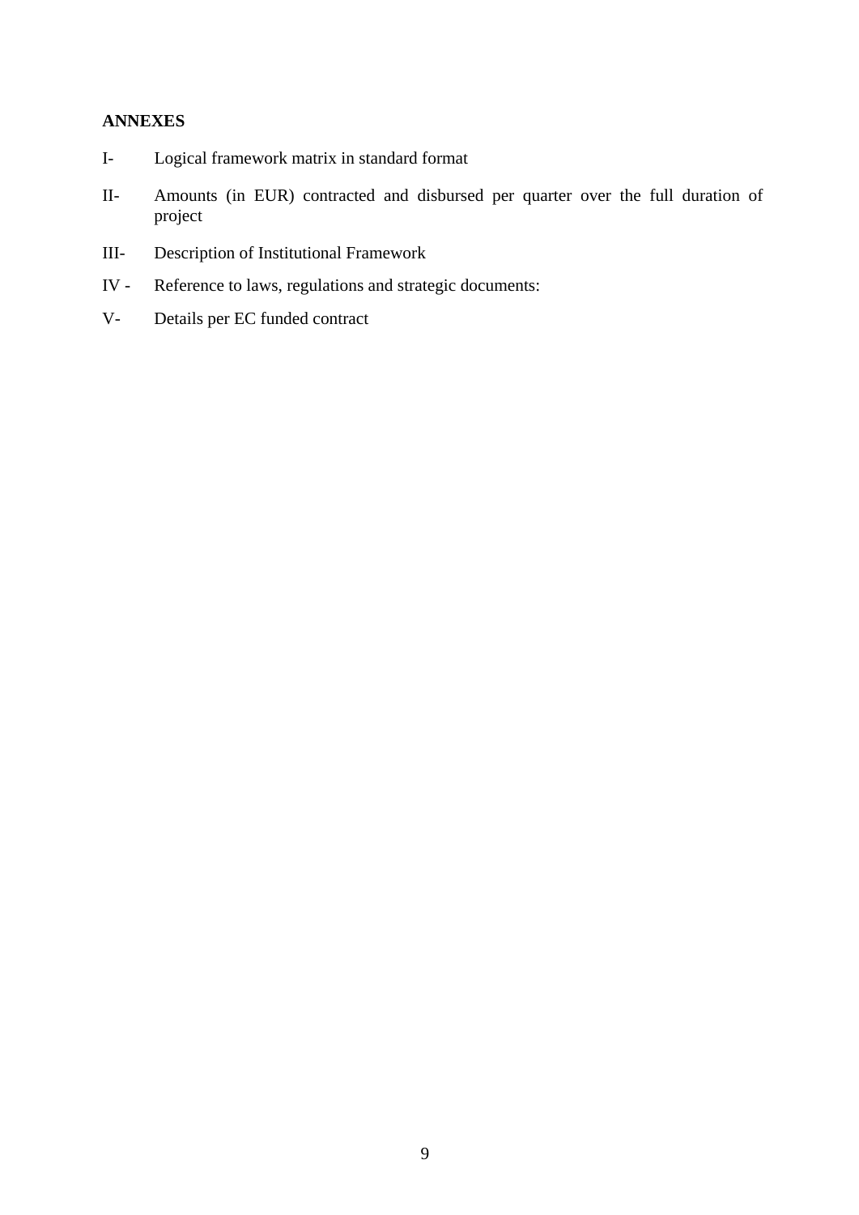**ANNEXES**

I- Logical framework matrix in standard format

II- Amounts (in EUR) contracted and disbursed per quarter over the full duration of project

III- Description of Institutional Framework

IV - Reference to laws, regulations and strategic documents:

V- Details per EC funded contract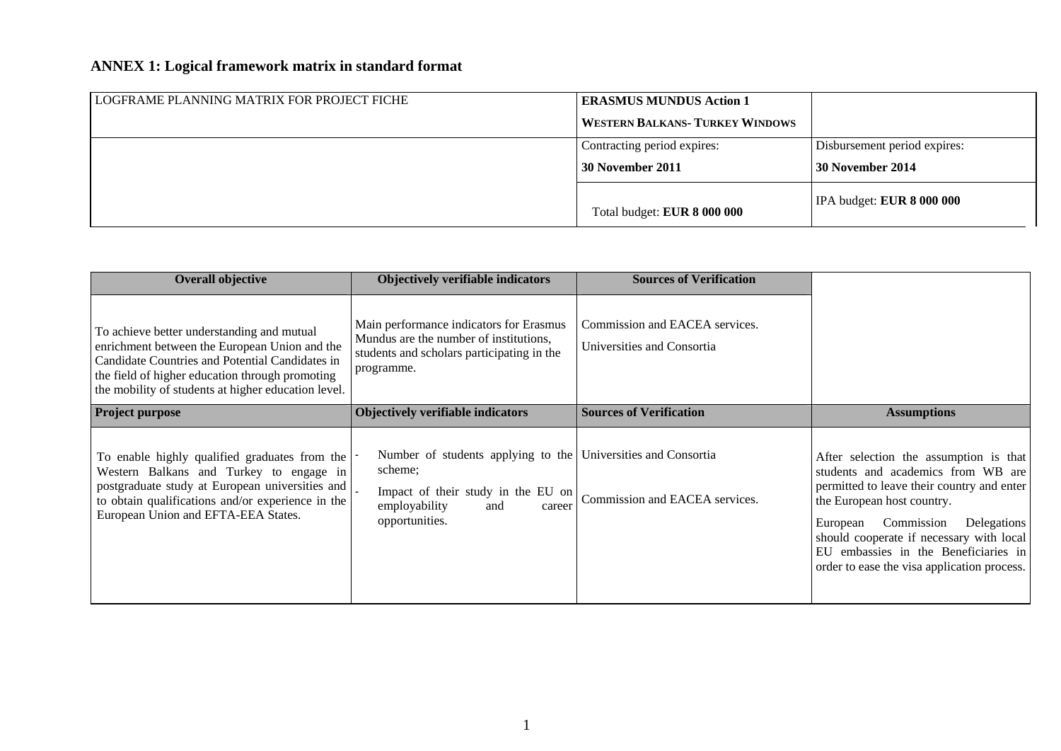## ANNEX 1: Logical framework matrix in standard format

| LOGFRAME PLANNING MATRIX FOR PROJECT FICHE | **ERASMUS MUNDUS Action 1**<br>**WESTERN BALKANS- TURKEY WINDOWS** | |
|---|---|---|
| | Contracting period expires:<br>**30 November 2011** | Disbursement period expires:<br>**30 November 2014** |
| | Total budget: **EUR 8 000 000** | IPA budget: **EUR 8 000 000** |

| **Overall objective** | **Objectively verifiable indicators** | **Sources of Verification** | |
|---|---|---|---|
| To achieve better understanding and mutual enrichment between the European Union and the Candidate Countries and Potential Candidates in the field of higher education through promoting the mobility of students at higher education level. | Main performance indicators for Erasmus Mundus are the number of institutions, students and scholars participating in the programme. | Commission and EACEA services.<br>Universities and Consortia | |
| **Project purpose** | **Objectively verifiable indicators** | **Sources of Verification** | **Assumptions** |
| To enable highly qualified graduates from the Western Balkans and Turkey to engage in postgraduate study at European universities and to obtain qualifications and/or experience in the European Union and EFTA-EEA States. | - Number of students applying to the scheme;<br>- Impact of their study in the EU on employability and career opportunities. | Universities and Consortia<br>Commission and EACEA services. | After selection the assumption is that students and academics from WB are permitted to leave their country and enter the European host country.<br>European Commission Delegations should cooperate if necessary with local EU embassies in the Beneficiaries in order to ease the visa application process. |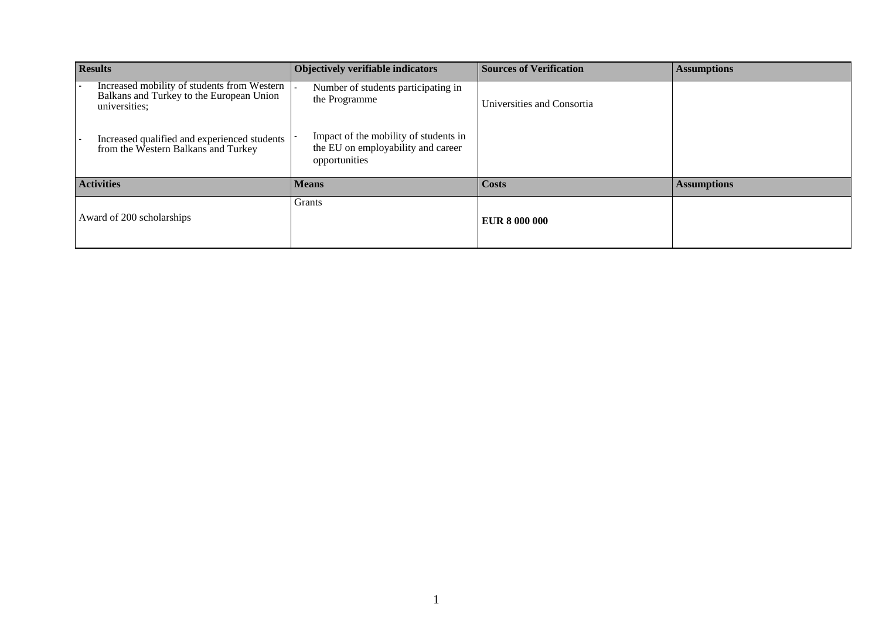| Results | Objectively verifiable indicators | Sources of Verification | Assumptions |
|---|---|---|---|
| - Increased mobility of students from Western Balkans and Turkey to the European Union universities;<br><br>- Increased qualified and experienced students from the Western Balkans and Turkey | - Number of students participating in the Programme<br><br>- Impact of the mobility of students in the EU on employability and career opportunities | Universities and Consortia | |
| **Activities** | **Means** | **Costs** | **Assumptions** |
| Award of 200 scholarships | Grants | **EUR 8 000 000** | |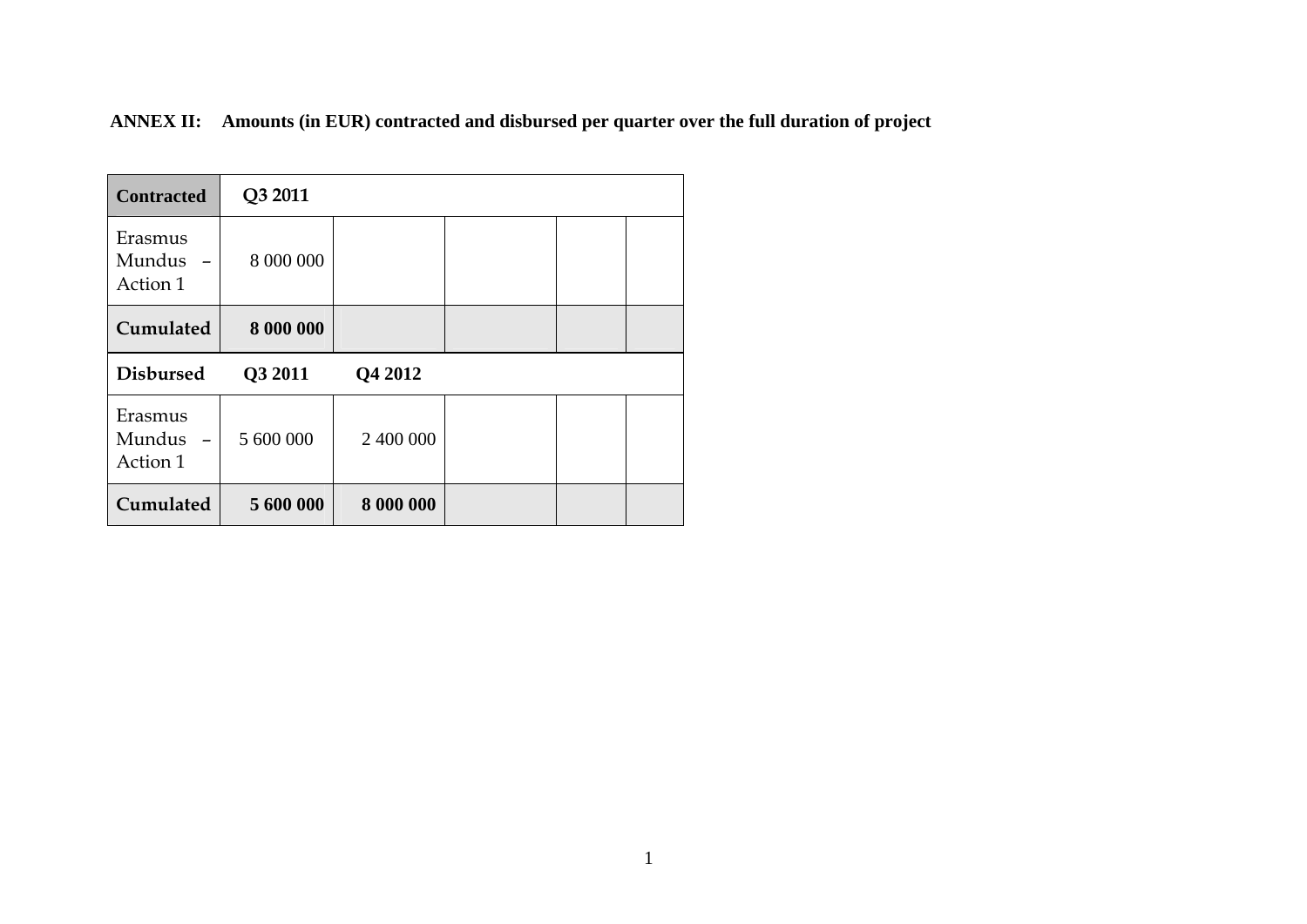**ANNEX II: Amounts (in EUR) contracted and disbursed per quarter over the full duration of project**

| **Contracted** | **Q3 2011** | | | | |
|---|---|---|---|---|---|
| Erasmus Mundus – Action 1 | 8 000 000 | | | | |
| **Cumulated** | **8 000 000** | | | | |
| **Disbursed** | **Q3 2011** | **Q4 2012** | | | |
| Erasmus Mundus – Action 1 | 5 600 000 | 2 400 000 | | | |
| **Cumulated** | **5 600 000** | **8 000 000** | | | |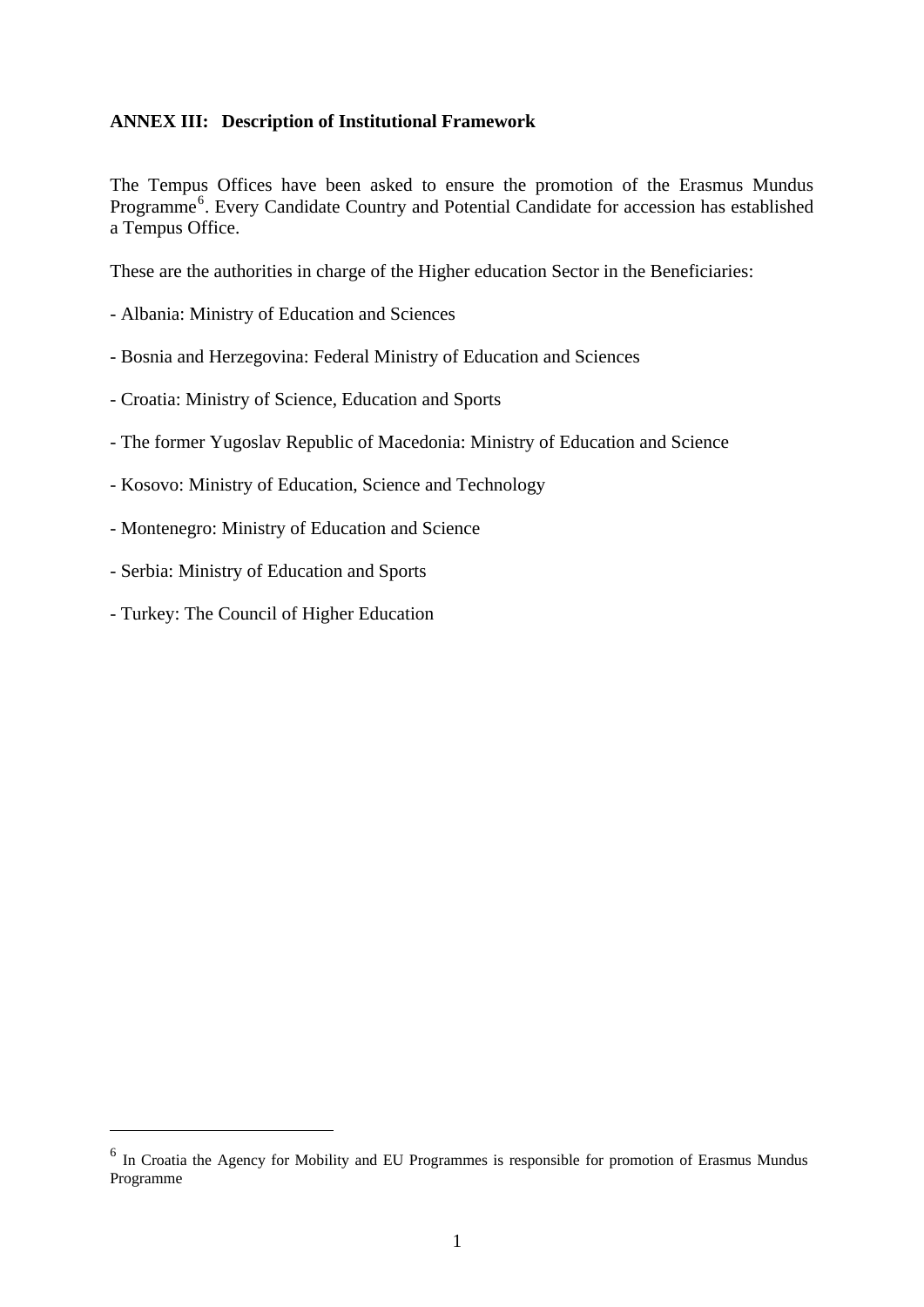**ANNEX III: Description of Institutional Framework**

The Tempus Offices have been asked to ensure the promotion of the Erasmus Mundus Programme[6]. Every Candidate Country and Potential Candidate for accession has established a Tempus Office.

These are the authorities in charge of the Higher education Sector in the Beneficiaries:

- Albania: Ministry of Education and Sciences

- Bosnia and Herzegovina: Federal Ministry of Education and Sciences

- Croatia: Ministry of Science, Education and Sports

- The former Yugoslav Republic of Macedonia: Ministry of Education and Science

- Kosovo: Ministry of Education, Science and Technology

- Montenegro: Ministry of Education and Science

- Serbia: Ministry of Education and Sports

- Turkey: The Council of Higher Education

---

[6] In Croatia the Agency for Mobility and EU Programmes is responsible for promotion of Erasmus Mundus Programme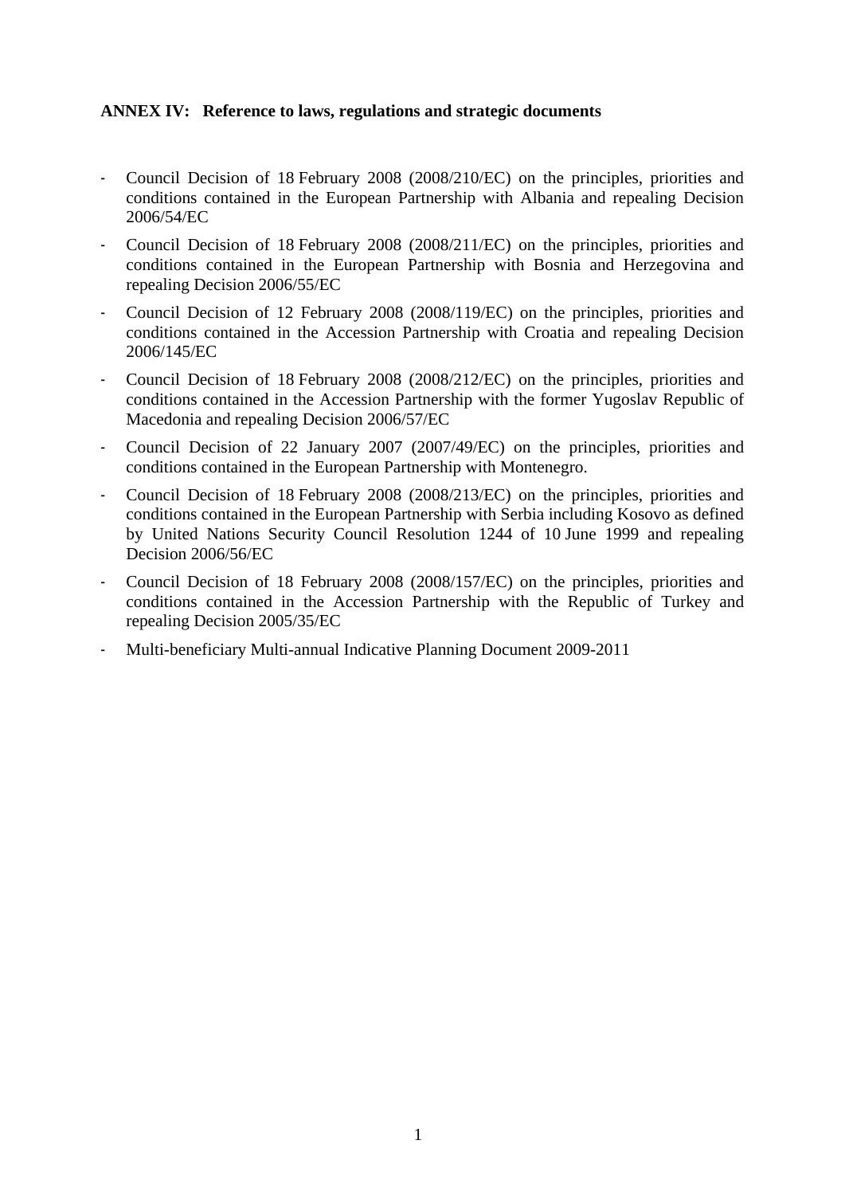**ANNEX IV: Reference to laws, regulations and strategic documents**

- Council Decision of 18 February 2008 (2008/210/EC) on the principles, priorities and conditions contained in the European Partnership with Albania and repealing Decision 2006/54/EC
- Council Decision of 18 February 2008 (2008/211/EC) on the principles, priorities and conditions contained in the European Partnership with Bosnia and Herzegovina and repealing Decision 2006/55/EC
- Council Decision of 12 February 2008 (2008/119/EC) on the principles, priorities and conditions contained in the Accession Partnership with Croatia and repealing Decision 2006/145/EC
- Council Decision of 18 February 2008 (2008/212/EC) on the principles, priorities and conditions contained in the Accession Partnership with the former Yugoslav Republic of Macedonia and repealing Decision 2006/57/EC
- Council Decision of 22 January 2007 (2007/49/EC) on the principles, priorities and conditions contained in the European Partnership with Montenegro.
- Council Decision of 18 February 2008 (2008/213/EC) on the principles, priorities and conditions contained in the European Partnership with Serbia including Kosovo as defined by United Nations Security Council Resolution 1244 of 10 June 1999 and repealing Decision 2006/56/EC
- Council Decision of 18 February 2008 (2008/157/EC) on the principles, priorities and conditions contained in the Accession Partnership with the Republic of Turkey and repealing Decision 2005/35/EC
- Multi-beneficiary Multi-annual Indicative Planning Document 2009-2011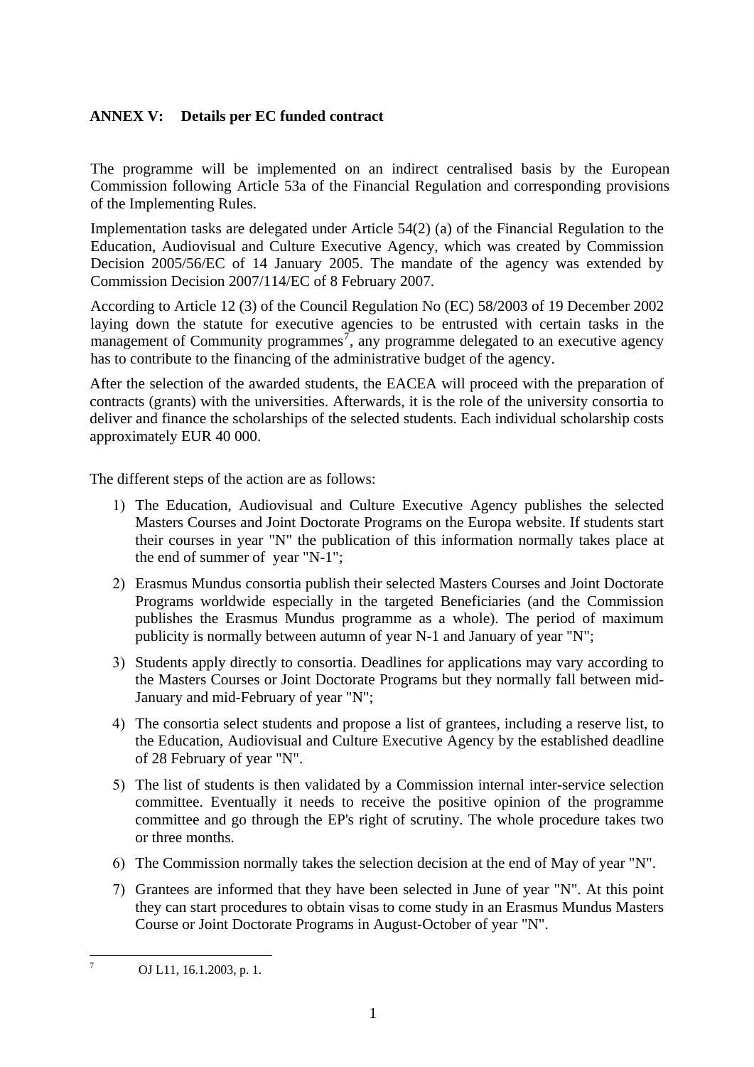**ANNEX V: Details per EC funded contract**

The programme will be implemented on an indirect centralised basis by the European Commission following Article 53a of the Financial Regulation and corresponding provisions of the Implementing Rules.

Implementation tasks are delegated under Article 54(2) (a) of the Financial Regulation to the Education, Audiovisual and Culture Executive Agency, which was created by Commission Decision 2005/56/EC of 14 January 2005. The mandate of the agency was extended by Commission Decision 2007/114/EC of 8 February 2007.

According to Article 12 (3) of the Council Regulation No (EC) 58/2003 of 19 December 2002 laying down the statute for executive agencies to be entrusted with certain tasks in the management of Community programmes[7], any programme delegated to an executive agency has to contribute to the financing of the administrative budget of the agency.

After the selection of the awarded students, the EACEA will proceed with the preparation of contracts (grants) with the universities. Afterwards, it is the role of the university consortia to deliver and finance the scholarships of the selected students. Each individual scholarship costs approximately EUR 40 000.

The different steps of the action are as follows:

1) The Education, Audiovisual and Culture Executive Agency publishes the selected Masters Courses and Joint Doctorate Programs on the Europa website. If students start their courses in year "N" the publication of this information normally takes place at the end of summer of year "N-1";
2) Erasmus Mundus consortia publish their selected Masters Courses and Joint Doctorate Programs worldwide especially in the targeted Beneficiaries (and the Commission publishes the Erasmus Mundus programme as a whole). The period of maximum publicity is normally between autumn of year N-1 and January of year "N";
3) Students apply directly to consortia. Deadlines for applications may vary according to the Masters Courses or Joint Doctorate Programs but they normally fall between mid-January and mid-February of year "N";
4) The consortia select students and propose a list of grantees, including a reserve list, to the Education, Audiovisual and Culture Executive Agency by the established deadline of 28 February of year "N".
5) The list of students is then validated by a Commission internal inter-service selection committee. Eventually it needs to receive the positive opinion of the programme committee and go through the EP's right of scrutiny. The whole procedure takes two or three months.
6) The Commission normally takes the selection decision at the end of May of year "N".
7) Grantees are informed that they have been selected in June of year "N". At this point they can start procedures to obtain visas to come study in an Erasmus Mundus Masters Course or Joint Doctorate Programs in August-October of year "N".

[7] OJ L11, 16.1.2003, p. 1.